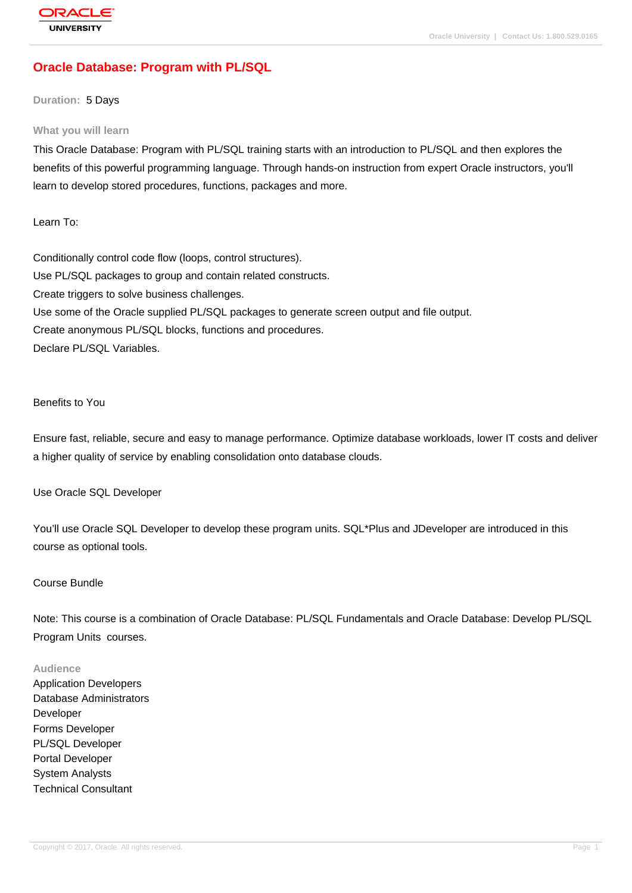# Oracle Database: Program with PL/SQL

**Duration:** 5 Days

## What you will learn

This Oracle Database: Program with PL/SQL training starts with an introduction to PL/SQL and then explores the benefits of this powerful programming language. Through hands-on instruction from expert Oracle instructors, you'll learn to develop stored procedures, functions, packages and more.

Learn To:

Conditionally control code flow (loops, control structures).
Use PL/SQL packages to group and contain related constructs.
Create triggers to solve business challenges.
Use some of the Oracle supplied PL/SQL packages to generate screen output and file output.
Create anonymous PL/SQL blocks, functions and procedures.
Declare PL/SQL Variables.

Benefits to You

Ensure fast, reliable, secure and easy to manage performance. Optimize database workloads, lower IT costs and deliver a higher quality of service by enabling consolidation onto database clouds.

Use Oracle SQL Developer

You'll use Oracle SQL Developer to develop these program units. SQL*Plus and JDeveloper are introduced in this course as optional tools.

Course Bundle

Note: This course is a combination of Oracle Database: PL/SQL Fundamentals and Oracle Database: Develop PL/SQL Program Units courses.

## Audience

Application Developers
Database Administrators
Developer
Forms Developer
PL/SQL Developer
Portal Developer
System Analysts
Technical Consultant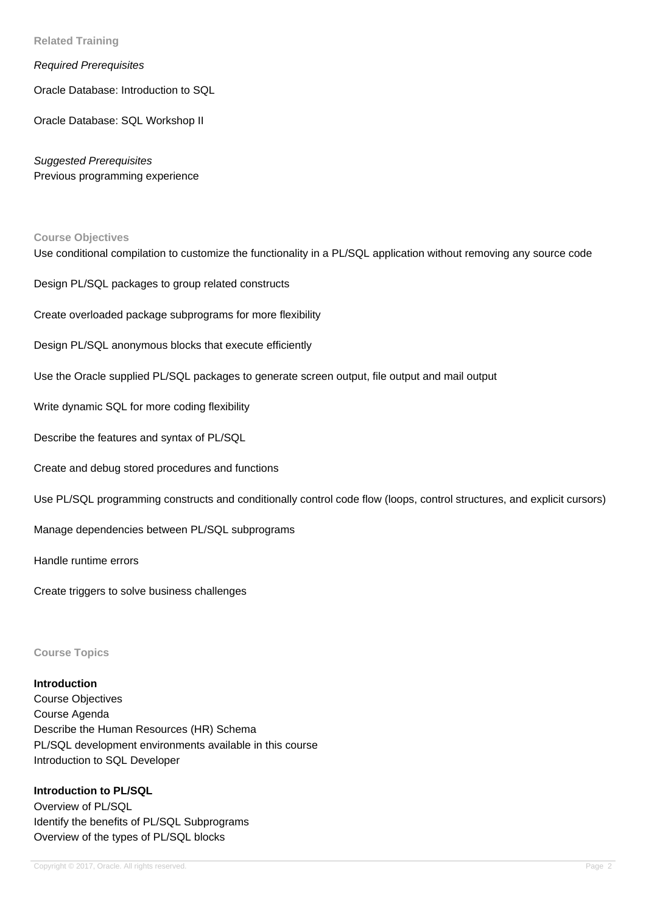## Related Training

*Required Prerequisites*

Oracle Database: Introduction to SQL

Oracle Database: SQL Workshop II

*Suggested Prerequisites*
Previous programming experience

## Course Objectives

Use conditional compilation to customize the functionality in a PL/SQL application without removing any source code

Design PL/SQL packages to group related constructs

Create overloaded package subprograms for more flexibility

Design PL/SQL anonymous blocks that execute efficiently

Use the Oracle supplied PL/SQL packages to generate screen output, file output and mail output

Write dynamic SQL for more coding flexibility

Describe the features and syntax of PL/SQL

Create and debug stored procedures and functions

Use PL/SQL programming constructs and conditionally control code flow (loops, control structures, and explicit cursors)

Manage dependencies between PL/SQL subprograms

Handle runtime errors

Create triggers to solve business challenges

## Course Topics

**Introduction**
Course Objectives
Course Agenda
Describe the Human Resources (HR) Schema
PL/SQL development environments available in this course
Introduction to SQL Developer

**Introduction to PL/SQL**
Overview of PL/SQL
Identify the benefits of PL/SQL Subprograms
Overview of the types of PL/SQL blocks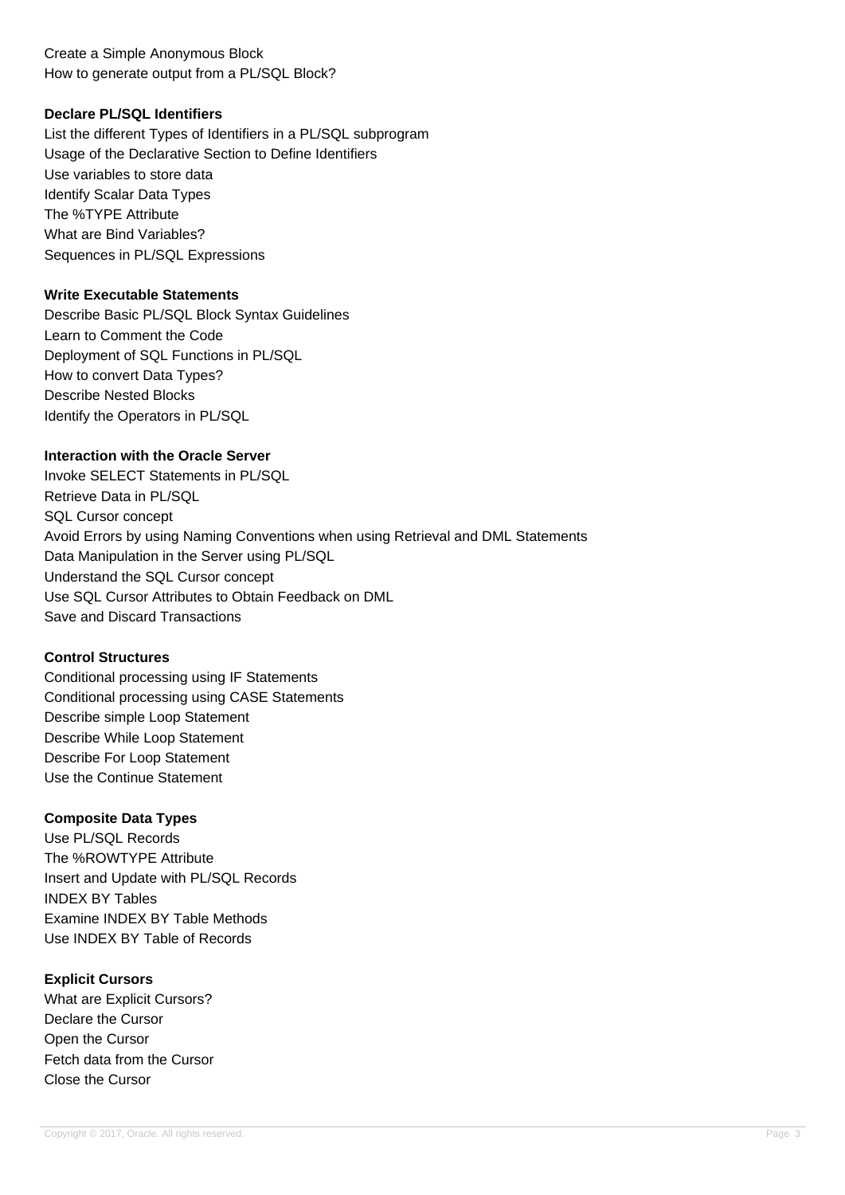Create a Simple Anonymous Block
How to generate output from a PL/SQL Block?

**Declare PL/SQL Identifiers**

List the different Types of Identifiers in a PL/SQL subprogram
Usage of the Declarative Section to Define Identifiers
Use variables to store data
Identify Scalar Data Types
The %TYPE Attribute
What are Bind Variables?
Sequences in PL/SQL Expressions

**Write Executable Statements**

Describe Basic PL/SQL Block Syntax Guidelines
Learn to Comment the Code
Deployment of SQL Functions in PL/SQL
How to convert Data Types?
Describe Nested Blocks
Identify the Operators in PL/SQL

**Interaction with the Oracle Server**

Invoke SELECT Statements in PL/SQL
Retrieve Data in PL/SQL
SQL Cursor concept
Avoid Errors by using Naming Conventions when using Retrieval and DML Statements
Data Manipulation in the Server using PL/SQL
Understand the SQL Cursor concept
Use SQL Cursor Attributes to Obtain Feedback on DML
Save and Discard Transactions

**Control Structures**

Conditional processing using IF Statements
Conditional processing using CASE Statements
Describe simple Loop Statement
Describe While Loop Statement
Describe For Loop Statement
Use the Continue Statement

**Composite Data Types**

Use PL/SQL Records
The %ROWTYPE Attribute
Insert and Update with PL/SQL Records
INDEX BY Tables
Examine INDEX BY Table Methods
Use INDEX BY Table of Records

**Explicit Cursors**

What are Explicit Cursors?
Declare the Cursor
Open the Cursor
Fetch data from the Cursor
Close the Cursor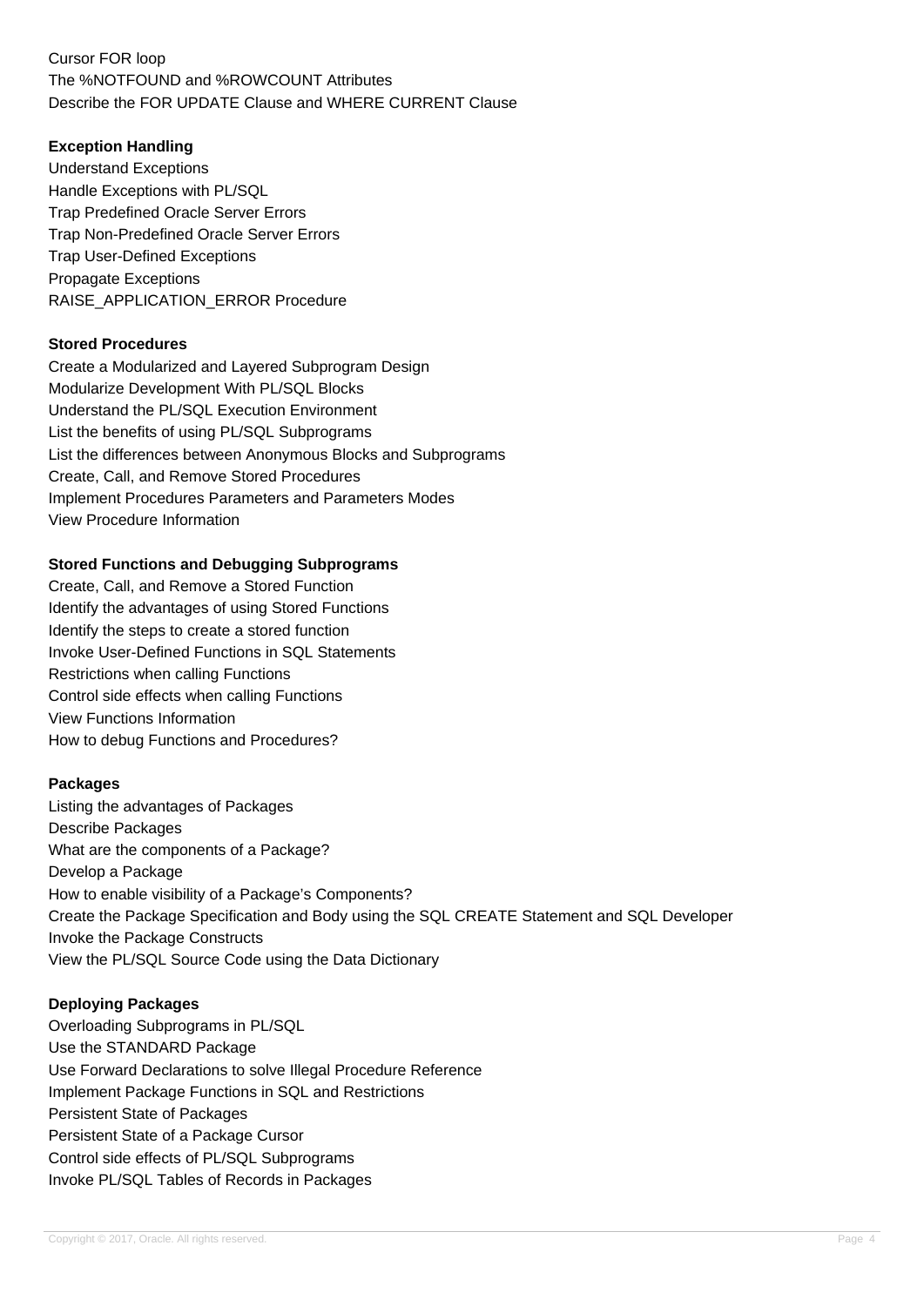Cursor FOR loop
The %NOTFOUND and %ROWCOUNT Attributes
Describe the FOR UPDATE Clause and WHERE CURRENT Clause

**Exception Handling**

Understand Exceptions
Handle Exceptions with PL/SQL
Trap Predefined Oracle Server Errors
Trap Non-Predefined Oracle Server Errors
Trap User-Defined Exceptions
Propagate Exceptions
RAISE_APPLICATION_ERROR Procedure

**Stored Procedures**

Create a Modularized and Layered Subprogram Design
Modularize Development With PL/SQL Blocks
Understand the PL/SQL Execution Environment
List the benefits of using PL/SQL Subprograms
List the differences between Anonymous Blocks and Subprograms
Create, Call, and Remove Stored Procedures
Implement Procedures Parameters and Parameters Modes
View Procedure Information

**Stored Functions and Debugging Subprograms**

Create, Call, and Remove a Stored Function
Identify the advantages of using Stored Functions
Identify the steps to create a stored function
Invoke User-Defined Functions in SQL Statements
Restrictions when calling Functions
Control side effects when calling Functions
View Functions Information
How to debug Functions and Procedures?

**Packages**

Listing the advantages of Packages
Describe Packages
What are the components of a Package?
Develop a Package
How to enable visibility of a Package's Components?
Create the Package Specification and Body using the SQL CREATE Statement and SQL Developer
Invoke the Package Constructs
View the PL/SQL Source Code using the Data Dictionary

**Deploying Packages**

Overloading Subprograms in PL/SQL
Use the STANDARD Package
Use Forward Declarations to solve Illegal Procedure Reference
Implement Package Functions in SQL and Restrictions
Persistent State of Packages
Persistent State of a Package Cursor
Control side effects of PL/SQL Subprograms
Invoke PL/SQL Tables of Records in Packages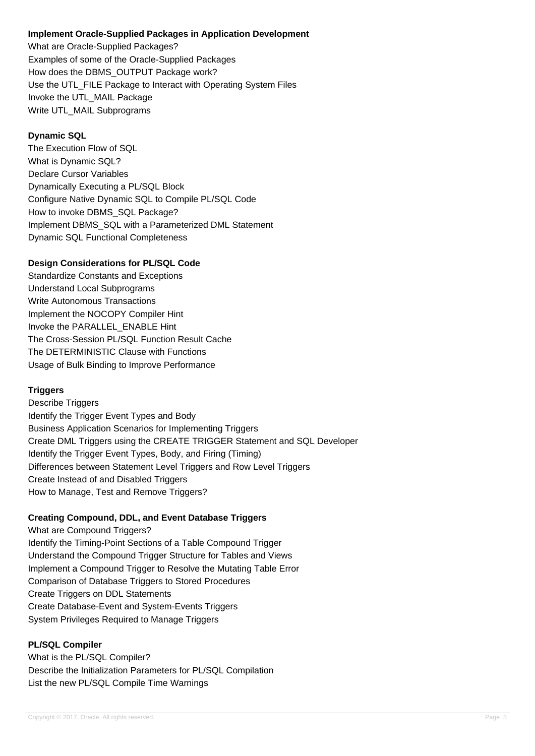**Implement Oracle-Supplied Packages in Application Development**

What are Oracle-Supplied Packages?
Examples of some of the Oracle-Supplied Packages
How does the DBMS_OUTPUT Package work?
Use the UTL_FILE Package to Interact with Operating System Files
Invoke the UTL_MAIL Package
Write UTL_MAIL Subprograms

**Dynamic SQL**

The Execution Flow of SQL
What is Dynamic SQL?
Declare Cursor Variables
Dynamically Executing a PL/SQL Block
Configure Native Dynamic SQL to Compile PL/SQL Code
How to invoke DBMS_SQL Package?
Implement DBMS_SQL with a Parameterized DML Statement
Dynamic SQL Functional Completeness

**Design Considerations for PL/SQL Code**

Standardize Constants and Exceptions
Understand Local Subprograms
Write Autonomous Transactions
Implement the NOCOPY Compiler Hint
Invoke the PARALLEL_ENABLE Hint
The Cross-Session PL/SQL Function Result Cache
The DETERMINISTIC Clause with Functions
Usage of Bulk Binding to Improve Performance

**Triggers**

Describe Triggers
Identify the Trigger Event Types and Body
Business Application Scenarios for Implementing Triggers
Create DML Triggers using the CREATE TRIGGER Statement and SQL Developer
Identify the Trigger Event Types, Body, and Firing (Timing)
Differences between Statement Level Triggers and Row Level Triggers
Create Instead of and Disabled Triggers
How to Manage, Test and Remove Triggers?

**Creating Compound, DDL, and Event Database Triggers**

What are Compound Triggers?
Identify the Timing-Point Sections of a Table Compound Trigger
Understand the Compound Trigger Structure for Tables and Views
Implement a Compound Trigger to Resolve the Mutating Table Error
Comparison of Database Triggers to Stored Procedures
Create Triggers on DDL Statements
Create Database-Event and System-Events Triggers
System Privileges Required to Manage Triggers

**PL/SQL Compiler**

What is the PL/SQL Compiler?
Describe the Initialization Parameters for PL/SQL Compilation
List the new PL/SQL Compile Time Warnings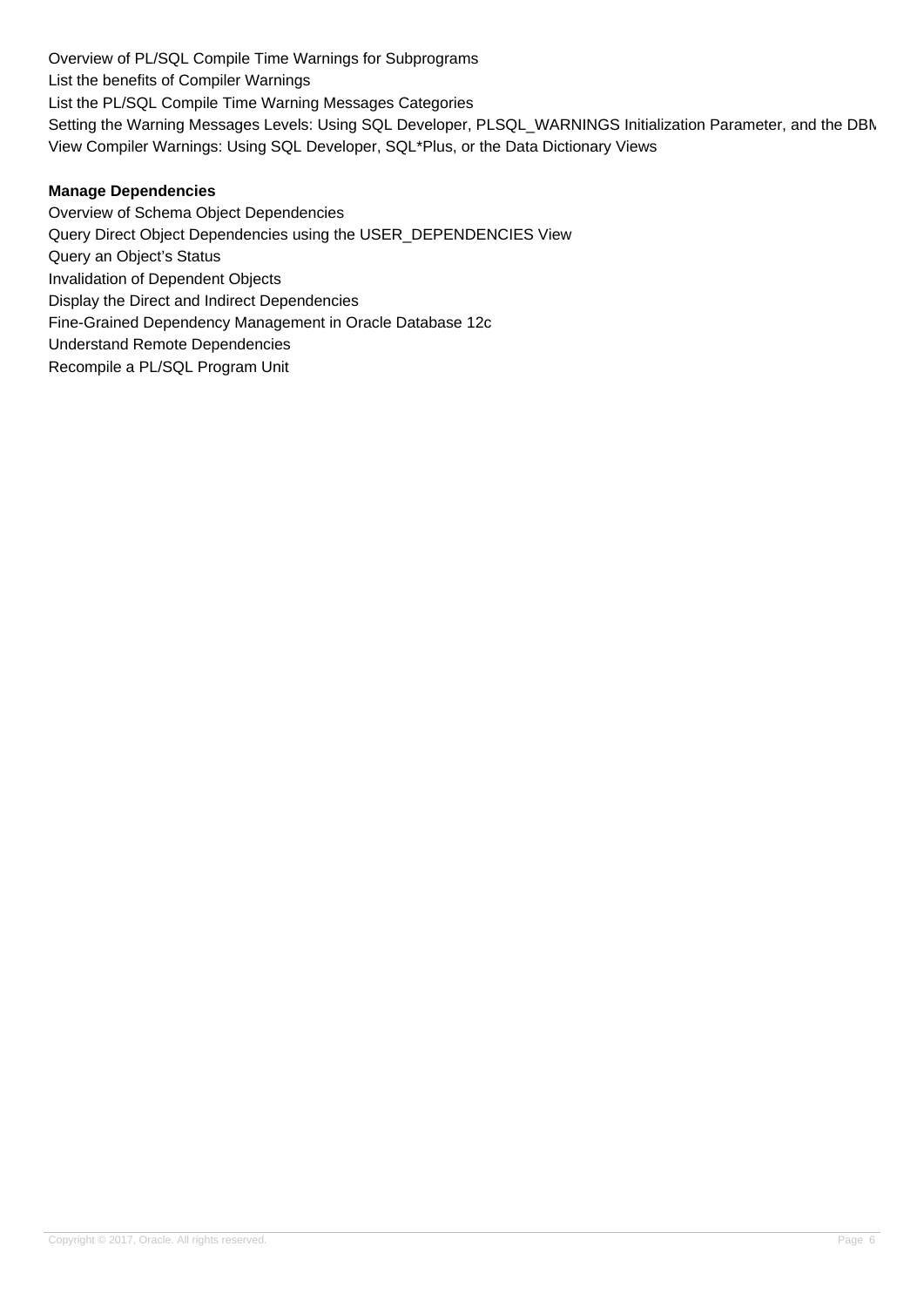Overview of PL/SQL Compile Time Warnings for Subprograms

List the benefits of Compiler Warnings

List the PL/SQL Compile Time Warning Messages Categories

Setting the Warning Messages Levels: Using SQL Developer, PLSQL_WARNINGS Initialization Parameter, and the DBM

View Compiler Warnings: Using SQL Developer, SQL*Plus, or the Data Dictionary Views

**Manage Dependencies**

Overview of Schema Object Dependencies

Query Direct Object Dependencies using the USER_DEPENDENCIES View

Query an Object's Status

Invalidation of Dependent Objects

Display the Direct and Indirect Dependencies

Fine-Grained Dependency Management in Oracle Database 12c

Understand Remote Dependencies

Recompile a PL/SQL Program Unit